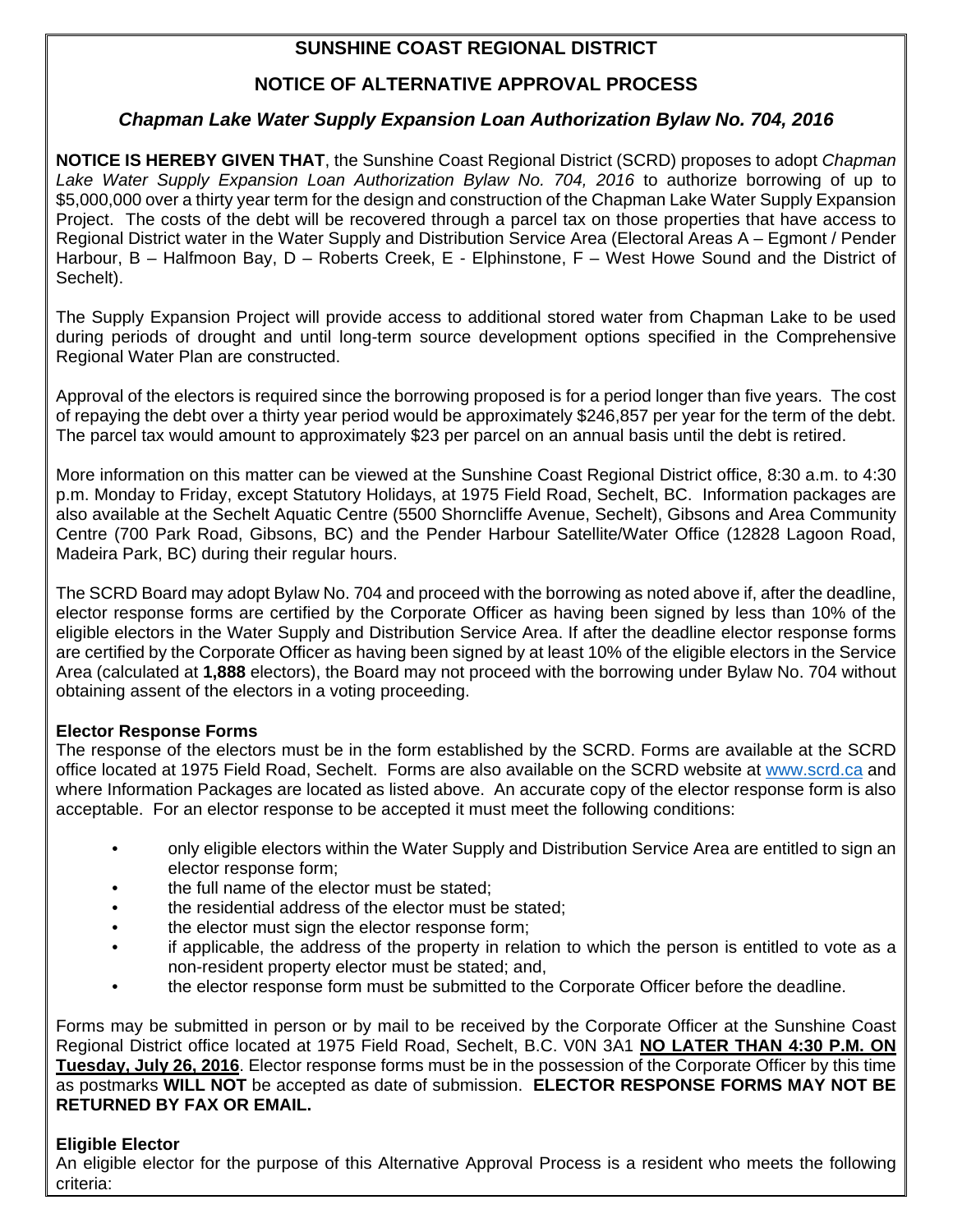# SUNSHINE COAST REGIONAL DISTRICT

## NOTICE OF ALTERNATIVE APPROVAL PROCESS

### *Chapman Lake Water Supply Expansion Loan Authorization Bylaw No. 704, 2016*

**NOTICE IS HEREBY GIVEN THAT**, the Sunshine Coast Regional District (SCRD) proposes to adopt *Chapman Lake Water Supply Expansion Loan Authorization Bylaw No. 704, 2016* to authorize borrowing of up to $5,000,000 over a thirty year term for the design and construction of the Chapman Lake Water Supply Expansion Project. The costs of the debt will be recovered through a parcel tax on those properties that have access to Regional District water in the Water Supply and Distribution Service Area (Electoral Areas A – Egmont / Pender Harbour, B – Halfmoon Bay, D – Roberts Creek, E - Elphinstone, F – West Howe Sound and the District of Sechelt).

The Supply Expansion Project will provide access to additional stored water from Chapman Lake to be used during periods of drought and until long-term source development options specified in the Comprehensive Regional Water Plan are constructed.

Approval of the electors is required since the borrowing proposed is for a period longer than five years. The cost of repaying the debt over a thirty year period would be approximately $246,857 per year for the term of the debt. The parcel tax would amount to approximately $23 per parcel on an annual basis until the debt is retired.

More information on this matter can be viewed at the Sunshine Coast Regional District office, 8:30 a.m. to 4:30 p.m. Monday to Friday, except Statutory Holidays, at 1975 Field Road, Sechelt, BC. Information packages are also available at the Sechelt Aquatic Centre (5500 Shorncliffe Avenue, Sechelt), Gibsons and Area Community Centre (700 Park Road, Gibsons, BC) and the Pender Harbour Satellite/Water Office (12828 Lagoon Road, Madeira Park, BC) during their regular hours.

The SCRD Board may adopt Bylaw No. 704 and proceed with the borrowing as noted above if, after the deadline, elector response forms are certified by the Corporate Officer as having been signed by less than 10% of the eligible electors in the Water Supply and Distribution Service Area. If after the deadline elector response forms are certified by the Corporate Officer as having been signed by at least 10% of the eligible electors in the Service Area (calculated at **1,888** electors), the Board may not proceed with the borrowing under Bylaw No. 704 without obtaining assent of the electors in a voting proceeding.

**Elector Response Forms**

The response of the electors must be in the form established by the SCRD. Forms are available at the SCRD office located at 1975 Field Road, Sechelt. Forms are also available on the SCRD website at www.scrd.ca and where Information Packages are located as listed above. An accurate copy of the elector response form is also acceptable. For an elector response to be accepted it must meet the following conditions:

- only eligible electors within the Water Supply and Distribution Service Area are entitled to sign an elector response form;
- the full name of the elector must be stated;
- the residential address of the elector must be stated;
- the elector must sign the elector response form;
- if applicable, the address of the property in relation to which the person is entitled to vote as a non-resident property elector must be stated; and,
- the elector response form must be submitted to the Corporate Officer before the deadline.

Forms may be submitted in person or by mail to be received by the Corporate Officer at the Sunshine Coast Regional District office located at 1975 Field Road, Sechelt, B.C. V0N 3A1 **NO LATER THAN 4:30 P.M. ON Tuesday, July 26, 2016**. Elector response forms must be in the possession of the Corporate Officer by this time as postmarks **WILL NOT** be accepted as date of submission. **ELECTOR RESPONSE FORMS MAY NOT BE RETURNED BY FAX OR EMAIL.**

**Eligible Elector**

An eligible elector for the purpose of this Alternative Approval Process is a resident who meets the following criteria: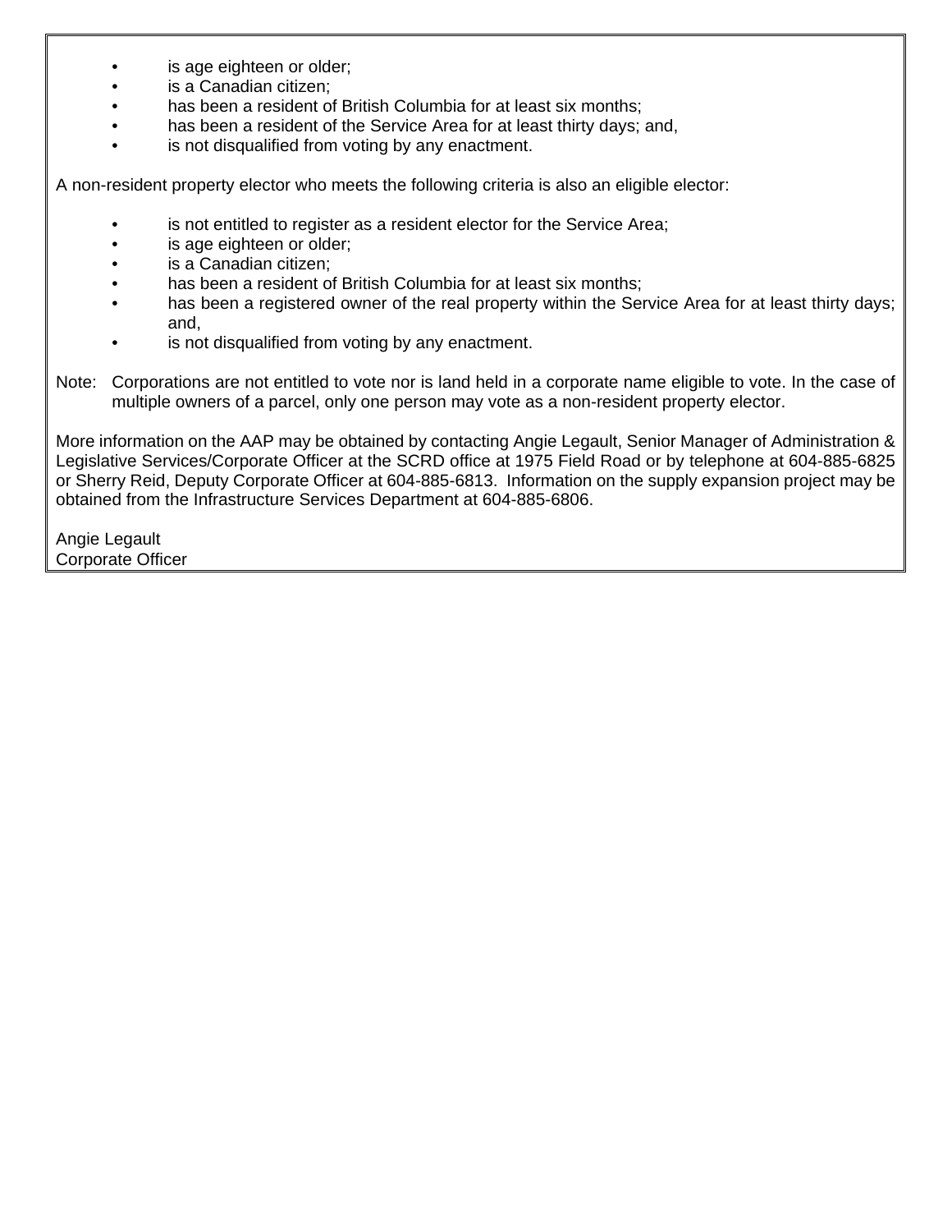- is age eighteen or older;
- is a Canadian citizen;
- has been a resident of British Columbia for at least six months;
- has been a resident of the Service Area for at least thirty days; and,
- is not disqualified from voting by any enactment.

A non-resident property elector who meets the following criteria is also an eligible elector:

- is not entitled to register as a resident elector for the Service Area;
- is age eighteen or older;
- is a Canadian citizen;
- has been a resident of British Columbia for at least six months;
- has been a registered owner of the real property within the Service Area for at least thirty days; and,
- is not disqualified from voting by any enactment.

Note: Corporations are not entitled to vote nor is land held in a corporate name eligible to vote. In the case of multiple owners of a parcel, only one person may vote as a non-resident property elector.

More information on the AAP may be obtained by contacting Angie Legault, Senior Manager of Administration & Legislative Services/Corporate Officer at the SCRD office at 1975 Field Road or by telephone at 604-885-6825 or Sherry Reid, Deputy Corporate Officer at 604-885-6813. Information on the supply expansion project may be obtained from the Infrastructure Services Department at 604-885-6806.

Angie Legault
Corporate Officer